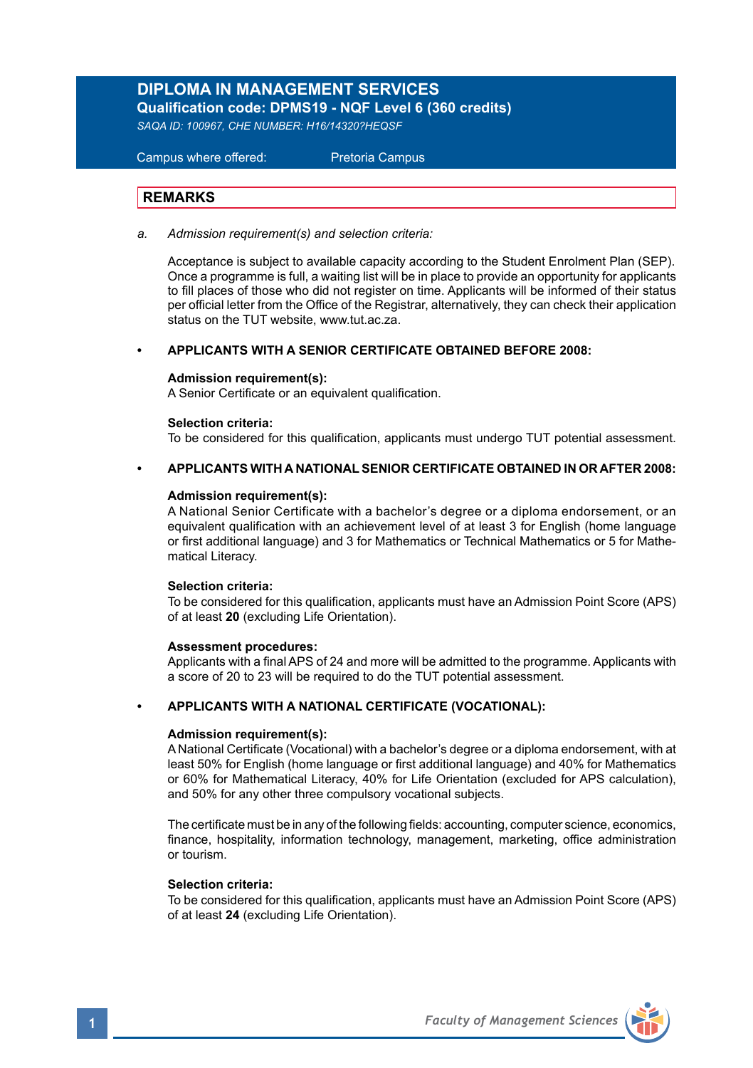# DIPLOMA IN MANAGEMENT SERVICES

**Qualification code: DPMS19 - NQF Level 6 (360 credits)**

*SAQA ID: 100967, CHE NUMBER: H16/14320?HEQSF*

Campus where offered: Pretoria Campus

## REMARKS

a. *Admission requirement(s) and selection criteria:*

Acceptance is subject to available capacity according to the Student Enrolment Plan (SEP). Once a programme is full, a waiting list will be in place to provide an opportunity for applicants to fill places of those who did not register on time. Applicants will be informed of their status per official letter from the Office of the Registrar, alternatively, they can check their application status on the TUT website, www.tut.ac.za.

- **APPLICANTS WITH A SENIOR CERTIFICATE OBTAINED BEFORE 2008:**

  **Admission requirement(s):**
  A Senior Certificate or an equivalent qualification.

  **Selection criteria:**
  To be considered for this qualification, applicants must undergo TUT potential assessment.

- **APPLICANTS WITH A NATIONAL SENIOR CERTIFICATE OBTAINED IN OR AFTER 2008:**

  **Admission requirement(s):**
  A National Senior Certificate with a bachelor's degree or a diploma endorsement, or an equivalent qualification with an achievement level of at least 3 for English (home language or first additional language) and 3 for Mathematics or Technical Mathematics or 5 for Mathematical Literacy.

  **Selection criteria:**
  To be considered for this qualification, applicants must have an Admission Point Score (APS) of at least **20** (excluding Life Orientation).

  **Assessment procedures:**
  Applicants with a final APS of 24 and more will be admitted to the programme. Applicants with a score of 20 to 23 will be required to do the TUT potential assessment.

- **APPLICANTS WITH A NATIONAL CERTIFICATE (VOCATIONAL):**

  **Admission requirement(s):**
  A National Certificate (Vocational) with a bachelor's degree or a diploma endorsement, with at least 50% for English (home language or first additional language) and 40% for Mathematics or 60% for Mathematical Literacy, 40% for Life Orientation (excluded for APS calculation), and 50% for any other three compulsory vocational subjects.

  The certificate must be in any of the following fields: accounting, computer science, economics, finance, hospitality, information technology, management, marketing, office administration or tourism.

  **Selection criteria:**
  To be considered for this qualification, applicants must have an Admission Point Score (APS) of at least **24** (excluding Life Orientation).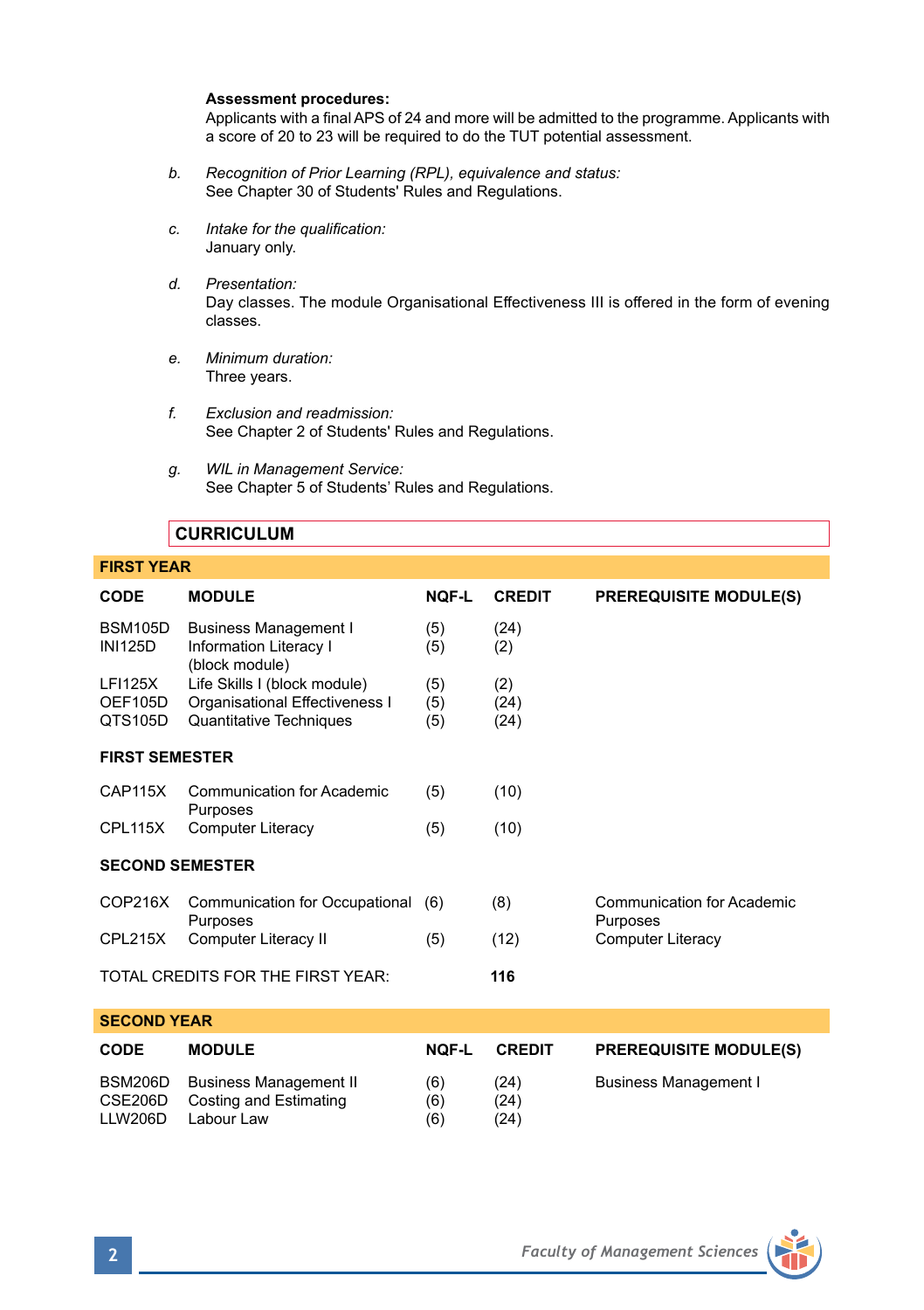**Assessment procedures:**
Applicants with a final APS of 24 and more will be admitted to the programme. Applicants with a score of 20 to 23 will be required to do the TUT potential assessment.

*b. Recognition of Prior Learning (RPL), equivalence and status:*
See Chapter 30 of Students' Rules and Regulations.

*c. Intake for the qualification:*
January only.

*d. Presentation:*
Day classes. The module Organisational Effectiveness III is offered in the form of evening classes.

*e. Minimum duration:*
Three years.

*f. Exclusion and readmission:*
See Chapter 2 of Students' Rules and Regulations.

*g. WIL in Management Service:*
See Chapter 5 of Students' Rules and Regulations.

## CURRICULUM

### FIRST YEAR

| CODE | MODULE | NQF-L | CREDIT | PREREQUISITE MODULE(S) |
|---|---|---|---|---|
| BSM105D | Business Management I | (5) | (24) | |
| INI125D | Information Literacy I (block module) | (5) | (2) | |
| LFI125X | Life Skills I (block module) | (5) | (2) | |
| OEF105D | Organisational Effectiveness I | (5) | (24) | |
| QTS105D | Quantitative Techniques | (5) | (24) | |
| **FIRST SEMESTER** | | | | |
| CAP115X | Communication for Academic Purposes | (5) | (10) | |
| CPL115X | Computer Literacy | (5) | (10) | |
| **SECOND SEMESTER** | | | | |
| COP216X | Communication for Occupational Purposes | (6) | (8) | Communication for Academic Purposes |
| CPL215X | Computer Literacy II | (5) | (12) | Computer Literacy |
| TOTAL CREDITS FOR THE FIRST YEAR: | | | **116** | |

### SECOND YEAR

| CODE | MODULE | NQF-L | CREDIT | PREREQUISITE MODULE(S) |
|---|---|---|---|---|
| BSM206D | Business Management II | (6) | (24) | Business Management I |
| CSE206D | Costing and Estimating | (6) | (24) | |
| LLW206D | Labour Law | (6) | (24) | |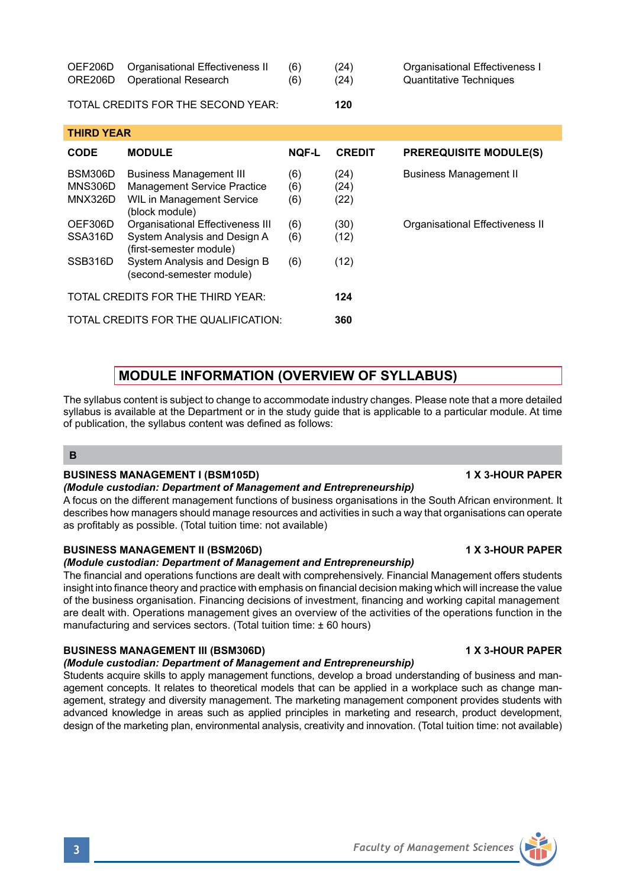| | | | | |
|---|---|---|---|---|
| OEF206D | Organisational Effectiveness II | (6) | (24) | Organisational Effectiveness I |
| ORE206D | Operational Research | (6) | (24) | Quantitative Techniques |
| TOTAL CREDITS FOR THE SECOND YEAR: | | | 120 | |

**THIRD YEAR**

| CODE | MODULE | NQF-L | CREDIT | PREREQUISITE MODULE(S) |
|---|---|---|---|---|
| BSM306D | Business Management III | (6) | (24) | Business Management II |
| MNS306D | Management Service Practice | (6) | (24) | |
| MNX326D | WIL in Management Service (block module) | (6) | (22) | |
| OEF306D | Organisational Effectiveness III | (6) | (30) | Organisational Effectiveness II |
| SSA316D | System Analysis and Design A (first-semester module) | (6) | (12) | |
| SSB316D | System Analysis and Design B (second-semester module) | (6) | (12) | |
| TOTAL CREDITS FOR THE THIRD YEAR: | | | **124** | |
| TOTAL CREDITS FOR THE QUALIFICATION: | | | **360** | |

## MODULE INFORMATION (OVERVIEW OF SYLLABUS)

The syllabus content is subject to change to accommodate industry changes. Please note that a more detailed syllabus is available at the Department or in the study guide that is applicable to a particular module. At time of publication, the syllabus content was defined as follows:

### B

**BUSINESS MANAGEMENT I (BSM105D)** **1 X 3-HOUR PAPER**
***(Module custodian: Department of Management and Entrepreneurship)***
A focus on the different management functions of business organisations in the South African environment. It describes how managers should manage resources and activities in such a way that organisations can operate as profitably as possible. (Total tuition time: not available)

**BUSINESS MANAGEMENT II (BSM206D)** **1 X 3-HOUR PAPER**
***(Module custodian: Department of Management and Entrepreneurship)***
The financial and operations functions are dealt with comprehensively. Financial Management offers students insight into finance theory and practice with emphasis on financial decision making which will increase the value of the business organisation. Financing decisions of investment, financing and working capital management are dealt with. Operations management gives an overview of the activities of the operations function in the manufacturing and services sectors. (Total tuition time: ± 60 hours)

**BUSINESS MANAGEMENT III (BSM306D)** **1 X 3-HOUR PAPER**
***(Module custodian: Department of Management and Entrepreneurship)***
Students acquire skills to apply management functions, develop a broad understanding of business and management concepts. It relates to theoretical models that can be applied in a workplace such as change management, strategy and diversity management. The marketing management component provides students with advanced knowledge in areas such as applied principles in marketing and research, product development, design of the marketing plan, environmental analysis, creativity and innovation. (Total tuition time: not available)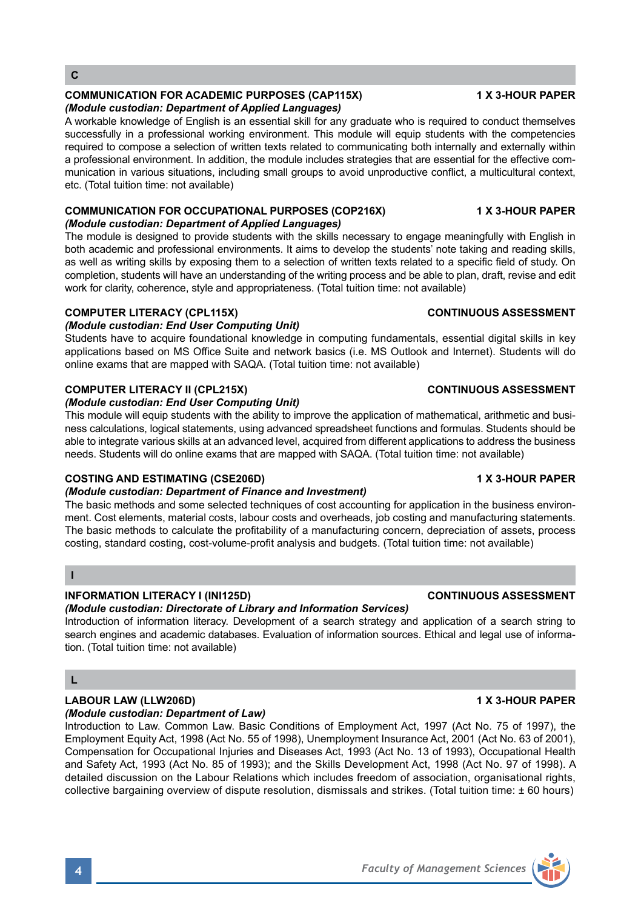## C

### COMMUNICATION FOR ACADEMIC PURPOSES (CAP115X) — 1 X 3-HOUR PAPER

***(Module custodian: Department of Applied Languages)***

A workable knowledge of English is an essential skill for any graduate who is required to conduct themselves successfully in a professional working environment. This module will equip students with the competencies required to compose a selection of written texts related to communicating both internally and externally within a professional environment. In addition, the module includes strategies that are essential for the effective communication in various situations, including small groups to avoid unproductive conflict, a multicultural context, etc. (Total tuition time: not available)

### COMMUNICATION FOR OCCUPATIONAL PURPOSES (COP216X) — 1 X 3-HOUR PAPER

***(Module custodian: Department of Applied Languages)***

The module is designed to provide students with the skills necessary to engage meaningfully with English in both academic and professional environments. It aims to develop the students' note taking and reading skills, as well as writing skills by exposing them to a selection of written texts related to a specific field of study. On completion, students will have an understanding of the writing process and be able to plan, draft, revise and edit work for clarity, coherence, style and appropriateness. (Total tuition time: not available)

### COMPUTER LITERACY (CPL115X) — CONTINUOUS ASSESSMENT

***(Module custodian: End User Computing Unit)***

Students have to acquire foundational knowledge in computing fundamentals, essential digital skills in key applications based on MS Office Suite and network basics (i.e. MS Outlook and Internet). Students will do online exams that are mapped with SAQA. (Total tuition time: not available)

### COMPUTER LITERACY II (CPL215X) — CONTINUOUS ASSESSMENT

***(Module custodian: End User Computing Unit)***

This module will equip students with the ability to improve the application of mathematical, arithmetic and business calculations, logical statements, using advanced spreadsheet functions and formulas. Students should be able to integrate various skills at an advanced level, acquired from different applications to address the business needs. Students will do online exams that are mapped with SAQA. (Total tuition time: not available)

### COSTING AND ESTIMATING (CSE206D) — 1 X 3-HOUR PAPER

***(Module custodian: Department of Finance and Investment)***

The basic methods and some selected techniques of cost accounting for application in the business environment. Cost elements, material costs, labour costs and overheads, job costing and manufacturing statements. The basic methods to calculate the profitability of a manufacturing concern, depreciation of assets, process costing, standard costing, cost-volume-profit analysis and budgets. (Total tuition time: not available)

## I

### INFORMATION LITERACY I (INI125D) — CONTINUOUS ASSESSMENT

***(Module custodian: Directorate of Library and Information Services)***

Introduction of information literacy. Development of a search strategy and application of a search string to search engines and academic databases. Evaluation of information sources. Ethical and legal use of information. (Total tuition time: not available)

## L

### LABOUR LAW (LLW206D) — 1 X 3-HOUR PAPER

***(Module custodian: Department of Law)***

Introduction to Law. Common Law. Basic Conditions of Employment Act, 1997 (Act No. 75 of 1997), the Employment Equity Act, 1998 (Act No. 55 of 1998), Unemployment Insurance Act, 2001 (Act No. 63 of 2001), Compensation for Occupational Injuries and Diseases Act, 1993 (Act No. 13 of 1993), Occupational Health and Safety Act, 1993 (Act No. 85 of 1993); and the Skills Development Act, 1998 (Act No. 97 of 1998). A detailed discussion on the Labour Relations which includes freedom of association, organisational rights, collective bargaining overview of dispute resolution, dismissals and strikes. (Total tuition time: ± 60 hours)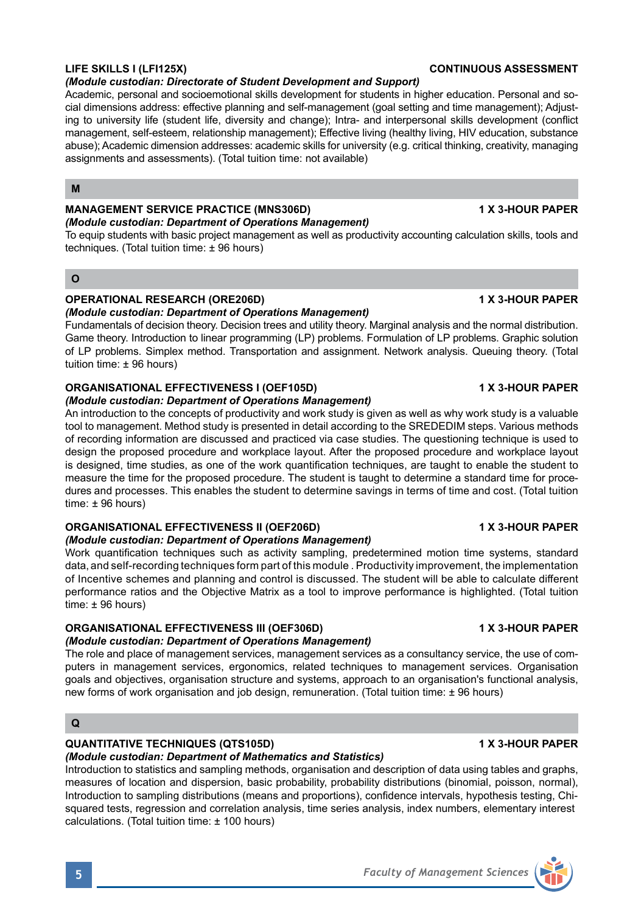**LIFE SKILLS I (LFI125X)** **CONTINUOUS ASSESSMENT**

*(Module custodian: Directorate of Student Development and Support)*

Academic, personal and socioemotional skills development for students in higher education. Personal and social dimensions address: effective planning and self-management (goal setting and time management); Adjusting to university life (student life, diversity and change); Intra- and interpersonal skills development (conflict management, self-esteem, relationship management); Effective living (healthy living, HIV education, substance abuse); Academic dimension addresses: academic skills for university (e.g. critical thinking, creativity, managing assignments and assessments). (Total tuition time: not available)

## M

**MANAGEMENT SERVICE PRACTICE (MNS306D)** **1 X 3-HOUR PAPER**

*(Module custodian: Department of Operations Management)*

To equip students with basic project management as well as productivity accounting calculation skills, tools and techniques. (Total tuition time: ± 96 hours)

## O

**OPERATIONAL RESEARCH (ORE206D)** **1 X 3-HOUR PAPER**

*(Module custodian: Department of Operations Management)*

Fundamentals of decision theory. Decision trees and utility theory. Marginal analysis and the normal distribution. Game theory. Introduction to linear programming (LP) problems. Formulation of LP problems. Graphic solution of LP problems. Simplex method. Transportation and assignment. Network analysis. Queuing theory. (Total tuition time: ± 96 hours)

**ORGANISATIONAL EFFECTIVENESS I (OEF105D)** **1 X 3-HOUR PAPER**

*(Module custodian: Department of Operations Management)*

An introduction to the concepts of productivity and work study is given as well as why work study is a valuable tool to management. Method study is presented in detail according to the SREDEDIM steps. Various methods of recording information are discussed and practiced via case studies. The questioning technique is used to design the proposed procedure and workplace layout. After the proposed procedure and workplace layout is designed, time studies, as one of the work quantification techniques, are taught to enable the student to measure the time for the proposed procedure. The student is taught to determine a standard time for procedures and processes. This enables the student to determine savings in terms of time and cost. (Total tuition time: ± 96 hours)

**ORGANISATIONAL EFFECTIVENESS II (OEF206D)** **1 X 3-HOUR PAPER**

*(Module custodian: Department of Operations Management)*

Work quantification techniques such as activity sampling, predetermined motion time systems, standard data, and self-recording techniques form part of this module . Productivity improvement, the implementation of Incentive schemes and planning and control is discussed. The student will be able to calculate different performance ratios and the Objective Matrix as a tool to improve performance is highlighted. (Total tuition time: ± 96 hours)

**ORGANISATIONAL EFFECTIVENESS III (OEF306D)** **1 X 3-HOUR PAPER**

*(Module custodian: Department of Operations Management)*

The role and place of management services, management services as a consultancy service, the use of computers in management services, ergonomics, related techniques to management services. Organisation goals and objectives, organisation structure and systems, approach to an organisation's functional analysis, new forms of work organisation and job design, remuneration. (Total tuition time: ± 96 hours)

## Q

**QUANTITATIVE TECHNIQUES (QTS105D)** **1 X 3-HOUR PAPER**

*(Module custodian: Department of Mathematics and Statistics)*

Introduction to statistics and sampling methods, organisation and description of data using tables and graphs, measures of location and dispersion, basic probability, probability distributions (binomial, poisson, normal), Introduction to sampling distributions (means and proportions), confidence intervals, hypothesis testing, Chi-squared tests, regression and correlation analysis, time series analysis, index numbers, elementary interest calculations. (Total tuition time: ± 100 hours)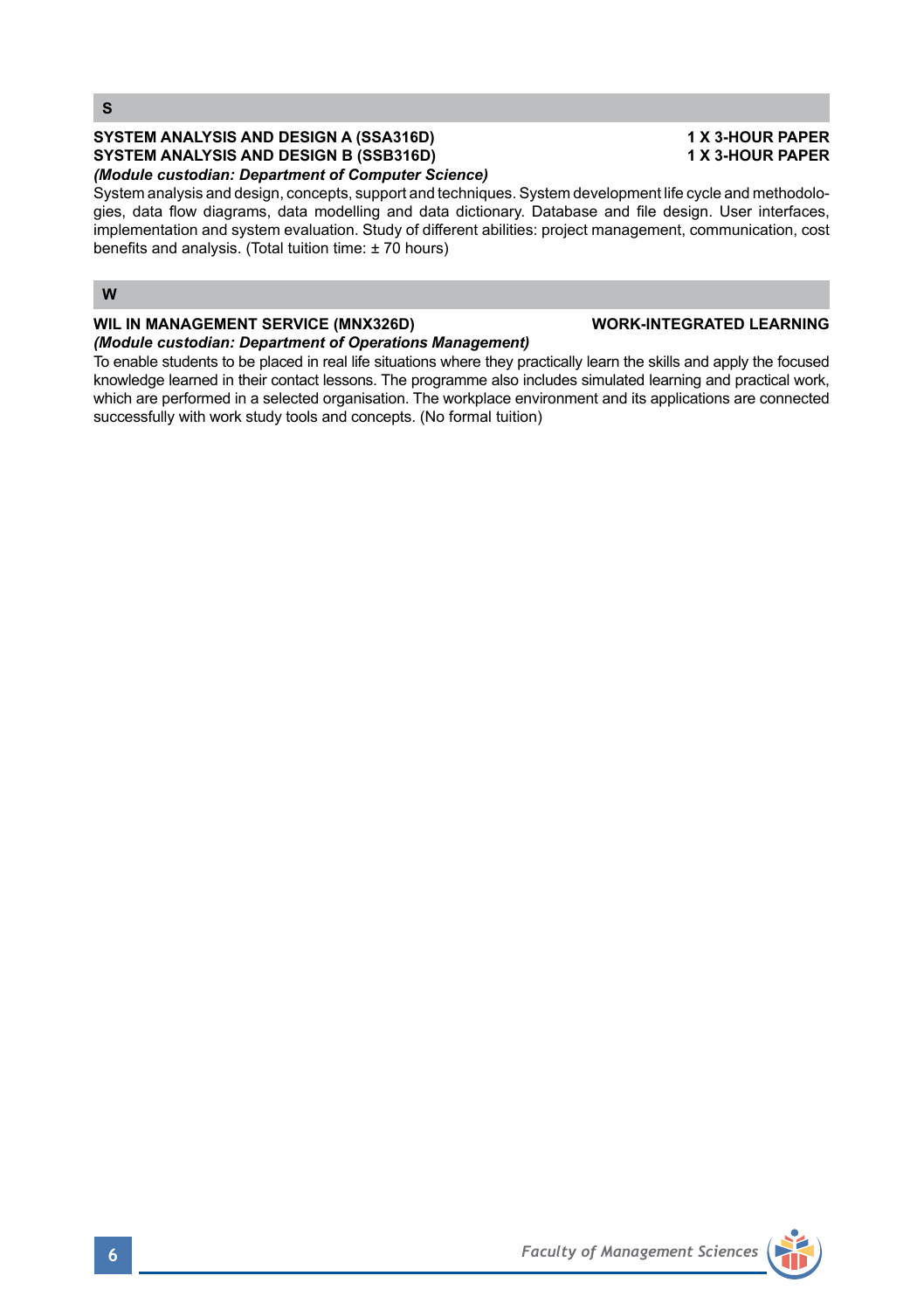## S

**SYSTEM ANALYSIS AND DESIGN A (SSA316D)** **1 X 3-HOUR PAPER**
**SYSTEM ANALYSIS AND DESIGN B (SSB316D)** **1 X 3-HOUR PAPER**
***(Module custodian: Department of Computer Science)***

System analysis and design, concepts, support and techniques. System development life cycle and methodologies, data flow diagrams, data modelling and data dictionary. Database and file design. User interfaces, implementation and system evaluation. Study of different abilities: project management, communication, cost benefits and analysis. (Total tuition time: ± 70 hours)

## W

**WIL IN MANAGEMENT SERVICE (MNX326D)** **WORK-INTEGRATED LEARNING**
***(Module custodian: Department of Operations Management)***

To enable students to be placed in real life situations where they practically learn the skills and apply the focused knowledge learned in their contact lessons. The programme also includes simulated learning and practical work, which are performed in a selected organisation. The workplace environment and its applications are connected successfully with work study tools and concepts. (No formal tuition)